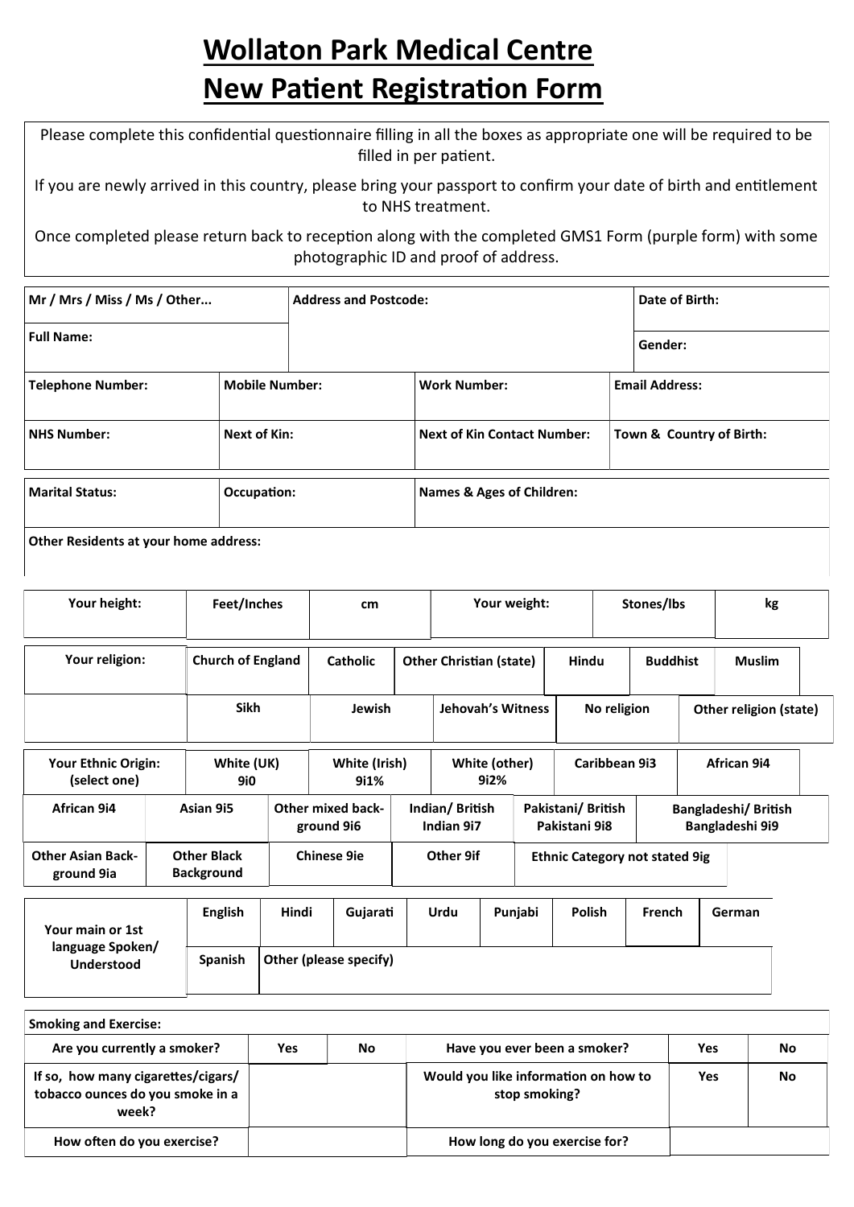# Wollaton Park Medical Centre
# New Patient Registration Form

Please complete this confidential questionnaire filling in all the boxes as appropriate one will be required to be filled in per patient.

If you are newly arrived in this country, please bring your passport to confirm your date of birth and entitlement to NHS treatment.

Once completed please return back to reception along with the completed GMS1 Form (purple form) with some photographic ID and proof of address.

| Mr / Mrs / Miss / Ms / Other... | Address and Postcode: | Date of Birth: |
|---|---|---|
| Full Name: | | Gender: |

| Telephone Number: | Mobile Number: | Work Number: | Email Address: |
|---|---|---|---|
| NHS Number: | Next of Kin: | Next of Kin Contact Number: | Town & Country of Birth: |

| Marital Status: | Occupation: | Names & Ages of Children: |
|---|---|---|
| Other Residents at your home address: | | |

| Your height: | Feet/Inches | cm | Your weight: | Stones/lbs | kg |
|---|---|---|---|---|---|

| Your religion: | Church of England | Catholic | Other Christian (state) | Hindu | Buddhist | Muslim |
|---|---|---|---|---|---|---|
| | Sikh | Jewish | Jehovah's Witness | No religion | Other religion (state) | |

| Your Ethnic Origin: (select one) | White (UK) 9i0 | White (Irish) 9i1% | White (other) 9i2% | Caribbean 9i3 | African 9i4 |
|---|---|---|---|---|---|
| African 9i4 | Asian 9i5 | Other mixed background 9i6 | Indian/ British Indian 9i7 | Pakistani/ British Pakistani 9i8 | Bangladeshi/ British Bangladeshi 9i9 |
| Other Asian Background 9ia | Other Black Background | Chinese 9ie | Other 9if | Ethnic Category not stated 9ig | |

| Your main or 1st language Spoken/ Understood | English | Hindi | Gujarati | Urdu | Punjabi | Polish | French | German |
|---|---|---|---|---|---|---|---|---|
| | Spanish | Other (please specify) | | | | | | |

**Smoking and Exercise:**

| Are you currently a smoker? | Yes | No | Have you ever been a smoker? | Yes | No |
|---|---|---|---|---|---|
| If so, how many cigarettes/cigars/ tobacco ounces do you smoke in a week? | | | Would you like information on how to stop smoking? | Yes | No |
| How often do you exercise? | | | How long do you exercise for? | | |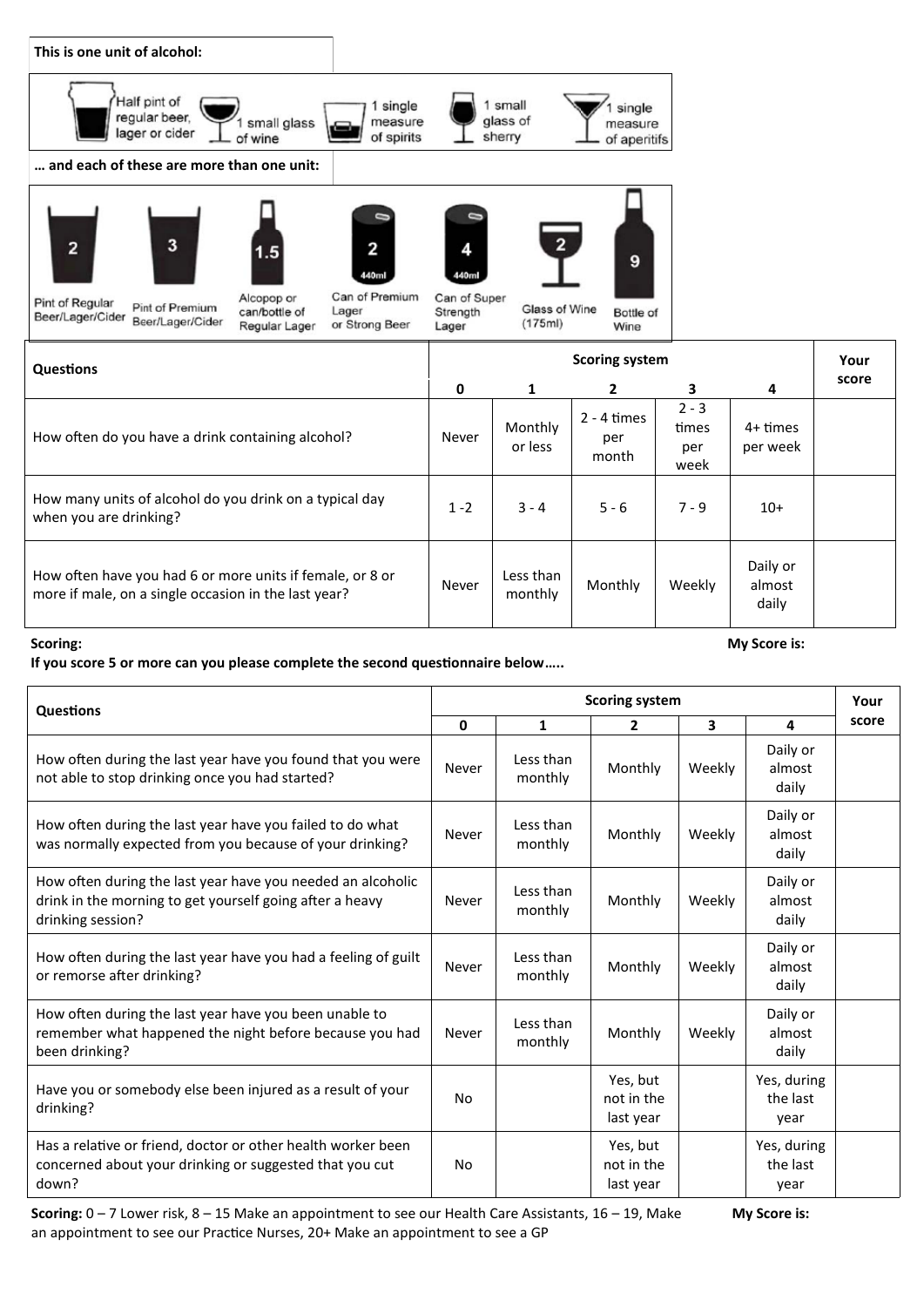**This is one unit of alcohol:**

| Half pint of regular beer, lager or cider | 1 small glass of wine | 1 single measure of spirits | 1 small glass of sherry | 1 single measure of aperitifs |
|---|---|---|---|---|

**… and each of these are more than one unit:**

| Pint of Regular Beer/Lager/Cider | Pint of Premium Beer/Lager/Cider | Alcopop or can/bottle of Regular Lager | Can of Premium Lager or Strong Beer (440ml) | Can of Super Strength Lager (440ml) | Glass of Wine (175ml) | Bottle of Wine |
|---|---|---|---|---|---|---|
| 2 | 3 | 1.5 | 2 | 4 | 2 | 9 |

| Questions | Scoring system | | | | | Your score |
|---|---|---|---|---|---|---|
| | 0 | 1 | 2 | 3 | 4 | |
| How often do you have a drink containing alcohol? | Never | Monthly or less | 2 - 4 times per month | 2 - 3 times per week | 4+ times per week | |
| How many units of alcohol do you drink on a typical day when you are drinking? | 1 -2 | 3 - 4 | 5 - 6 | 7 - 9 | 10+ | |
| How often have you had 6 or more units if female, or 8 or more if male, on a single occasion in the last year? | Never | Less than monthly | Monthly | Weekly | Daily or almost daily | |

**Scoring:** **My Score is:**

**If you score 5 or more can you please complete the second questionnaire below…..**

| Questions | Scoring system | | | | | Your score |
|---|---|---|---|---|---|---|
| | 0 | 1 | 2 | 3 | 4 | |
| How often during the last year have you found that you were not able to stop drinking once you had started? | Never | Less than monthly | Monthly | Weekly | Daily or almost daily | |
| How often during the last year have you failed to do what was normally expected from you because of your drinking? | Never | Less than monthly | Monthly | Weekly | Daily or almost daily | |
| How often during the last year have you needed an alcoholic drink in the morning to get yourself going after a heavy drinking session? | Never | Less than monthly | Monthly | Weekly | Daily or almost daily | |
| How often during the last year have you had a feeling of guilt or remorse after drinking? | Never | Less than monthly | Monthly | Weekly | Daily or almost daily | |
| How often during the last year have you been unable to remember what happened the night before because you had been drinking? | Never | Less than monthly | Monthly | Weekly | Daily or almost daily | |
| Have you or somebody else been injured as a result of your drinking? | No | | Yes, but not in the last year | | Yes, during the last year | |
| Has a relative or friend, doctor or other health worker been concerned about your drinking or suggested that you cut down? | No | | Yes, but not in the last year | | Yes, during the last year | |

**Scoring:** 0 – 7 Lower risk, 8 – 15 Make an appointment to see our Health Care Assistants, 16 – 19, Make an appointment to see our Practice Nurses, 20+ Make an appointment to see a GP

**My Score is:**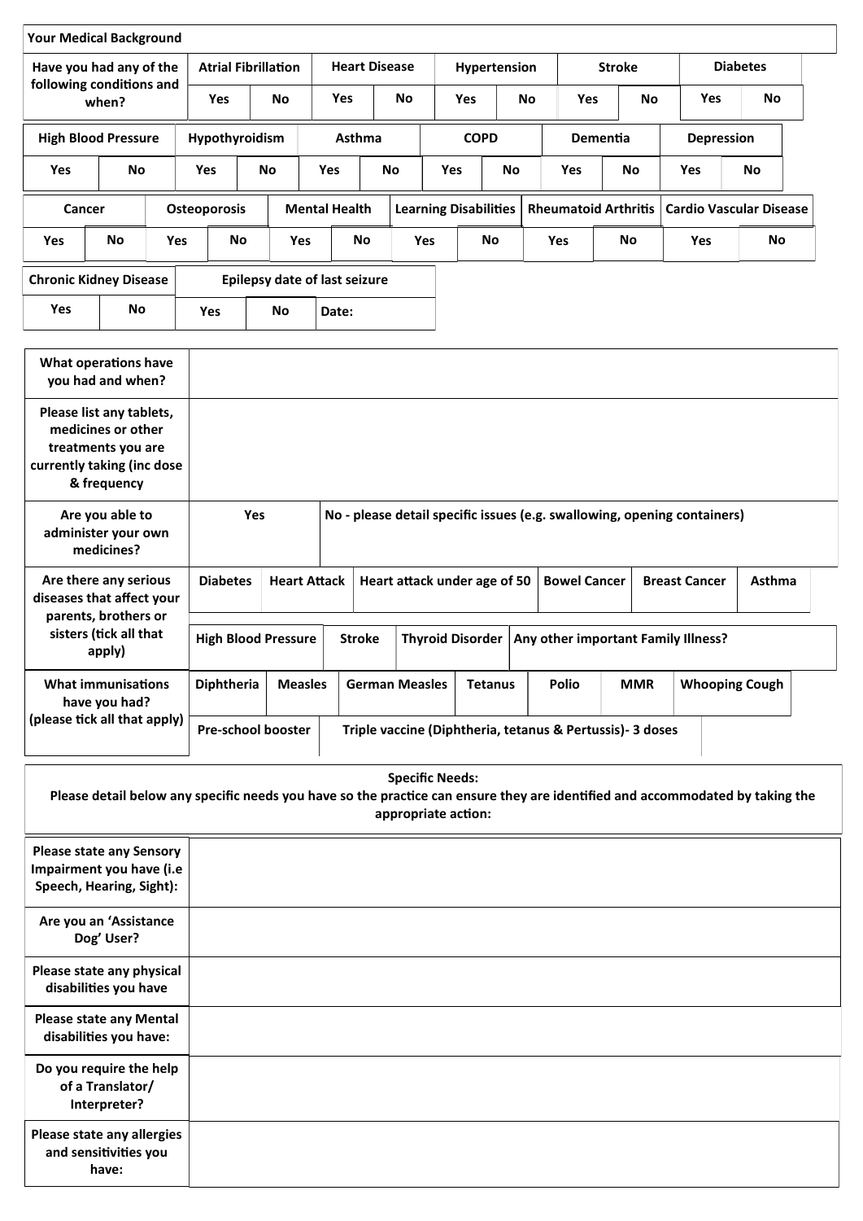**Your Medical Background**

| Have you had any of the following conditions and when? | Atrial Fibrillation | | Heart Disease | | Hypertension | | Stroke | | Diabetes | |
|---|---|---|---|---|---|---|---|---|---|---|
| | Yes | No | Yes | No | Yes | No | Yes | No | Yes | No |

| High Blood Pressure | | Hypothyroidism | | Asthma | | COPD | | Dementia | | Depression | |
|---|---|---|---|---|---|---|---|---|---|---|---|
| Yes | No | Yes | No | Yes | No | Yes | No | Yes | No | Yes | No |

| Cancer | | Osteoporosis | | Mental Health | | Learning Disabilities | | Rheumatoid Arthritis | | Cardio Vascular Disease | |
|---|---|---|---|---|---|---|---|---|---|---|---|
| Yes | No | Yes | No | Yes | No | Yes | No | Yes | No | Yes | No |

| Chronic Kidney Disease | | Epilepsy date of last seizure | | |
|---|---|---|---|---|
| Yes | No | Yes | No | Date: |

| | |
|---|---|
| **What operations have you had and when?** | |
| **Please list any tablets, medicines or other treatments you are currently taking (inc dose & frequency** | |
| **Are you able to administer your own medicines?** | Yes / No - please detail specific issues (e.g. swallowing, opening containers) |
| **Are there any serious diseases that affect your parents, brothers or sisters (tick all that apply)** | Diabetes / Heart Attack / Heart attack under age of 50 / Bowel Cancer / Breast Cancer / Asthma / High Blood Pressure / Stroke / Thyroid Disorder / Any other important Family Illness? |
| **What immunisations have you had? (please tick all that apply)** | Diphtheria / Measles / German Measles / Tetanus / Polio / MMR / Whooping Cough / Pre-school booster / Triple vaccine (Diphtheria, tetanus & Pertussis)- 3 doses |

**Specific Needs:**
**Please detail below any specific needs you have so the practice can ensure they are identified and accommodated by taking the appropriate action:**

| | |
|---|---|
| **Please state any Sensory Impairment you have (i.e Speech, Hearing, Sight):** | |
| **Are you an 'Assistance Dog' User?** | |
| **Please state any physical disabilities you have** | |
| **Please state any Mental disabilities you have:** | |
| **Do you require the help of a Translator/ Interpreter?** | |
| **Please state any allergies and sensitivities you have:** | |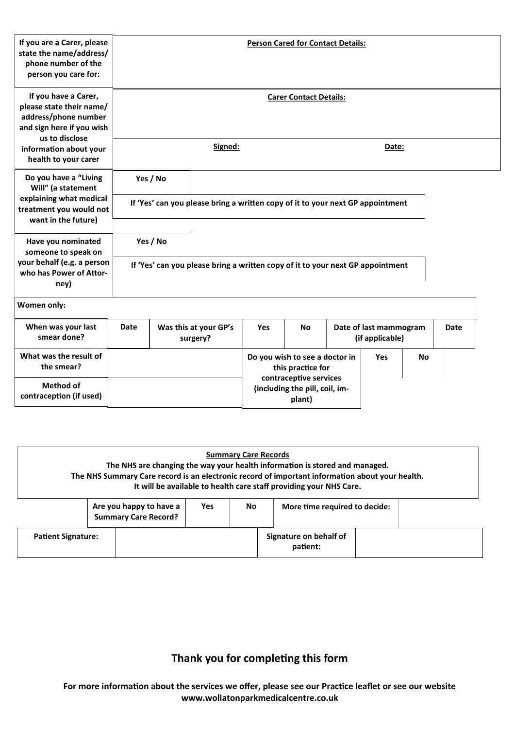| | |
|---|---|
| **If you are a Carer, please state the name/address/ phone number of the person you care for:** | **Person Cared for Contact Details:** |
| **If you have a Carer, please state their name/ address/phone number and sign here if you wish us to disclose information about your health to your carer** | **Carer Contact Details:** |
| | **Signed:** **Date:** |
| **Do you have a "Living Will" (a statement explaining what medical treatment you would not want in the future)** | **Yes / No** |
| | **If 'Yes' can you please bring a written copy of it to your next GP appointment** |
| **Have you nominated someone to speak on your behalf (e.g. a person who has Power of Attorney)** | **Yes / No** |
| | **If 'Yes' can you please bring a written copy of it to your next GP appointment** |

**Women only:**

| When was your last smear done? | Date | Was this at your GP's surgery? | Yes | No | Date of last mammogram (if applicable) | Date |
|---|---|---|---|---|---|---|
| **What was the result of the smear?** | | | **Do you wish to see a doctor in this practice for contraceptive services (including the pill, coil, implant)** | | **Yes** | **No** |
| **Method of contraception (if used)** | | | | | | |

**Summary Care Records**

**The NHS are changing the way your health information is stored and managed.**
**The NHS Summary Care record is an electronic record of important information about your health.**
**It will be available to health care staff providing your NHS Care.**

| | Are you happy to have a Summary Care Record? | Yes | No | More time required to decide: | |
|---|---|---|---|---|---|
| **Patient Signature:** | | | **Signature on behalf of patient:** | | |

## Thank you for completing this form

**For more information about the services we offer, please see our Practice leaflet or see our website www.wollatonparkmedicalcentre.co.uk**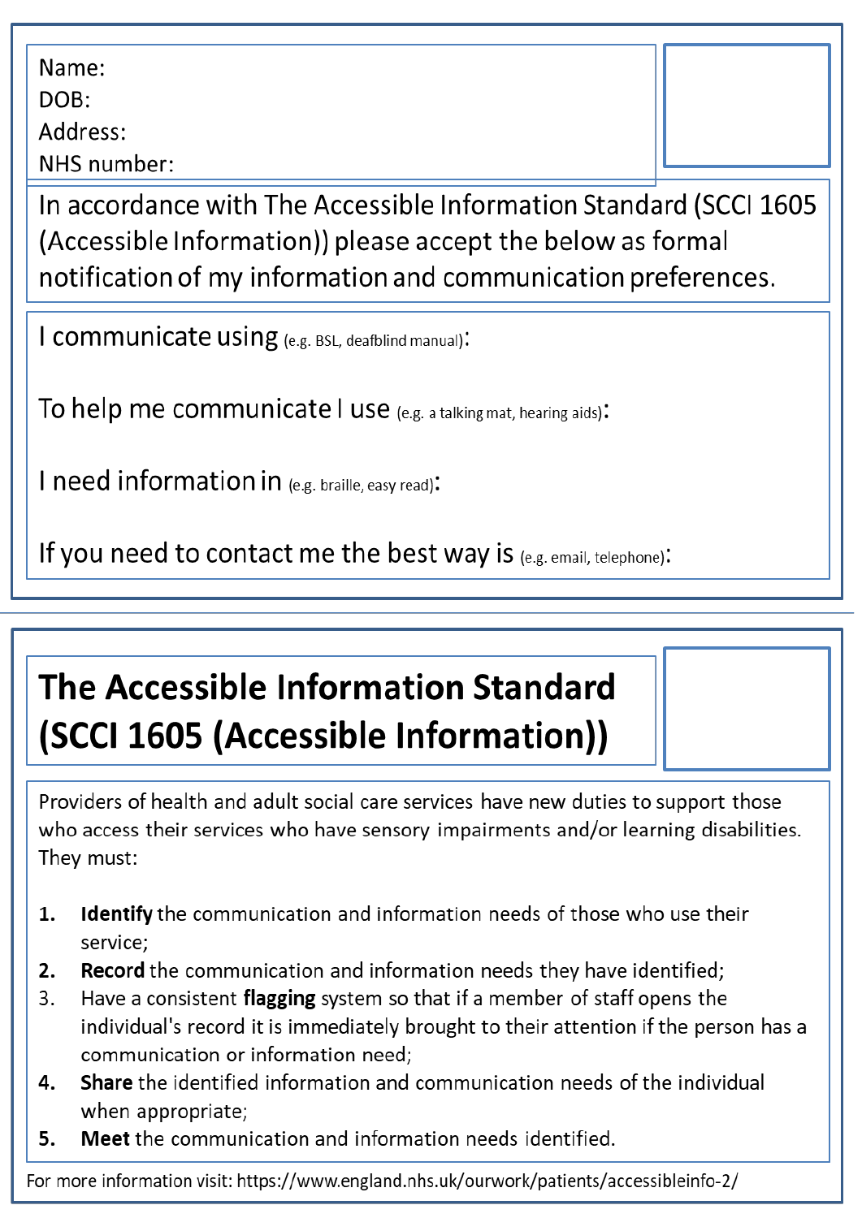Name:
DOB:
Address:
NHS number:

In accordance with The Accessible Information Standard (SCCI 1605 (Accessible Information)) please accept the below as formal notification of my information and communication preferences.

I communicate using (e.g. BSL, deafblind manual):

To help me communicate I use (e.g. a talking mat, hearing aids):

I need information in (e.g. braille, easy read):

If you need to contact me the best way is (e.g. email, telephone):

---

# The Accessible Information Standard (SCCI 1605 (Accessible Information))

Providers of health and adult social care services have new duties to support those who access their services who have sensory impairments and/or learning disabilities. They must:

1. **Identify** the communication and information needs of those who use their service;
2. **Record** the communication and information needs they have identified;
3. Have a consistent **flagging** system so that if a member of staff opens the individual's record it is immediately brought to their attention if the person has a communication or information need;
4. **Share** the identified information and communication needs of the individual when appropriate;
5. **Meet** the communication and information needs identified.

For more information visit: https://www.england.nhs.uk/ourwork/patients/accessibleinfo-2/